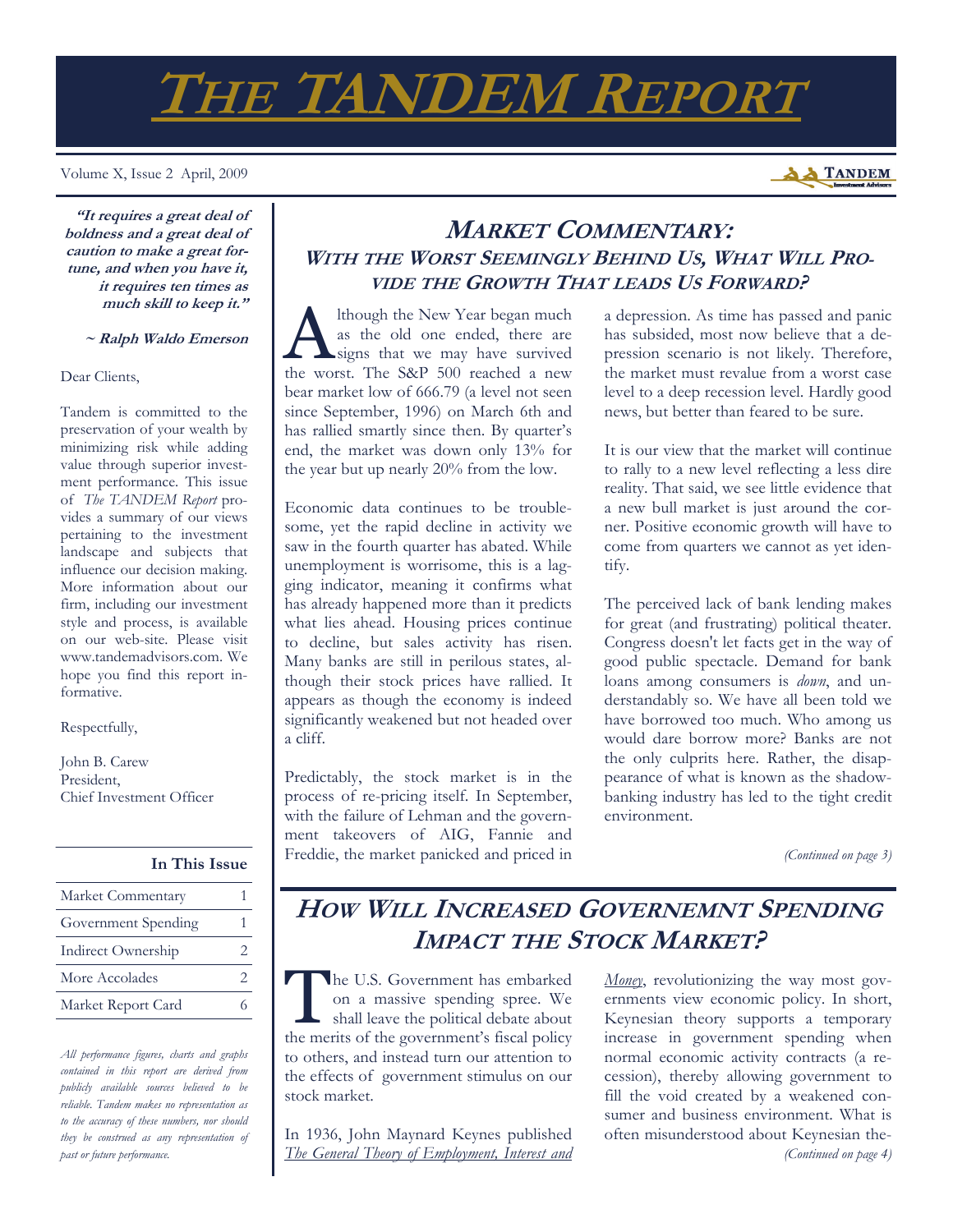# THE TANDEM REPORT

Volume X, Issue 2 April, 2009

***"It requires a great deal of boldness and a great deal of caution to make a great fortune, and when you have it, it requires ten times as much skill to keep it."***

***~ Ralph Waldo Emerson***

Dear Clients,

Tandem is committed to the preservation of your wealth by minimizing risk while adding value through superior investment performance. This issue of *The TANDEM Report* provides a summary of our views pertaining to the investment landscape and subjects that influence our decision making. More information about our firm, including our investment style and process, is available on our web-site. Please visit www.tandemadvisors.com. We hope you find this report informative.

Respectfully,

John B. Carew
President,
Chief Investment Officer

| In This Issue | |
|---|---|
| Market Commentary | 1 |
| Government Spending | 1 |
| Indirect Ownership | 2 |
| More Accolades | 2 |
| Market Report Card | 6 |

*All performance figures, charts and graphs contained in this report are derived from publicly available sources believed to be reliable. Tandem makes no representation as to the accuracy of these numbers, nor should they be construed as any representation of past or future performance.*

## MARKET COMMENTARY: WITH THE WORST SEEMINGLY BEHIND US, WHAT WILL PROVIDE THE GROWTH THAT LEADS US FORWARD?

Although the New Year began much as the old one ended, there are signs that we may have survived the worst. The S&P 500 reached a new bear market low of 666.79 (a level not seen since September, 1996) on March 6th and has rallied smartly since then. By quarter's end, the market was down only 13% for the year but up nearly 20% from the low.

Economic data continues to be troublesome, yet the rapid decline in activity we saw in the fourth quarter has abated. While unemployment is worrisome, this is a lagging indicator, meaning it confirms what has already happened more than it predicts what lies ahead. Housing prices continue to decline, but sales activity has risen. Many banks are still in perilous states, although their stock prices have rallied. It appears as though the economy is indeed significantly weakened but not headed over a cliff.

Predictably, the stock market is in the process of re-pricing itself. In September, with the failure of Lehman and the government takeovers of AIG, Fannie and Freddie, the market panicked and priced in a depression. As time has passed and panic has subsided, most now believe that a depression scenario is not likely. Therefore, the market must revalue from a worst case level to a deep recession level. Hardly good news, but better than feared to be sure.

It is our view that the market will continue to rally to a new level reflecting a less dire reality. That said, we see little evidence that a new bull market is just around the corner. Positive economic growth will have to come from quarters we cannot as yet identify.

The perceived lack of bank lending makes for great (and frustrating) political theater. Congress doesn't let facts get in the way of good public spectacle. Demand for bank loans among consumers is *down*, and understandably so. We have all been told we have borrowed too much. Who among us would dare borrow more? Banks are not the only culprits here. Rather, the disappearance of what is known as the shadow-banking industry has led to the tight credit environment.

*(Continued on page 3)*

## HOW WILL INCREASED GOVERNEMNT SPENDING IMPACT THE STOCK MARKET?

The U.S. Government has embarked on a massive spending spree. We shall leave the political debate about the merits of the government's fiscal policy to others, and instead turn our attention to the effects of government stimulus on our stock market.

In 1936, John Maynard Keynes published *The General Theory of Employment, Interest and Money*, revolutionizing the way most governments view economic policy. In short, Keynesian theory supports a temporary increase in government spending when normal economic activity contracts (a recession), thereby allowing government to fill the void created by a weakened consumer and business environment. What is often misunderstood about Keynesian the-

*(Continued on page 4)*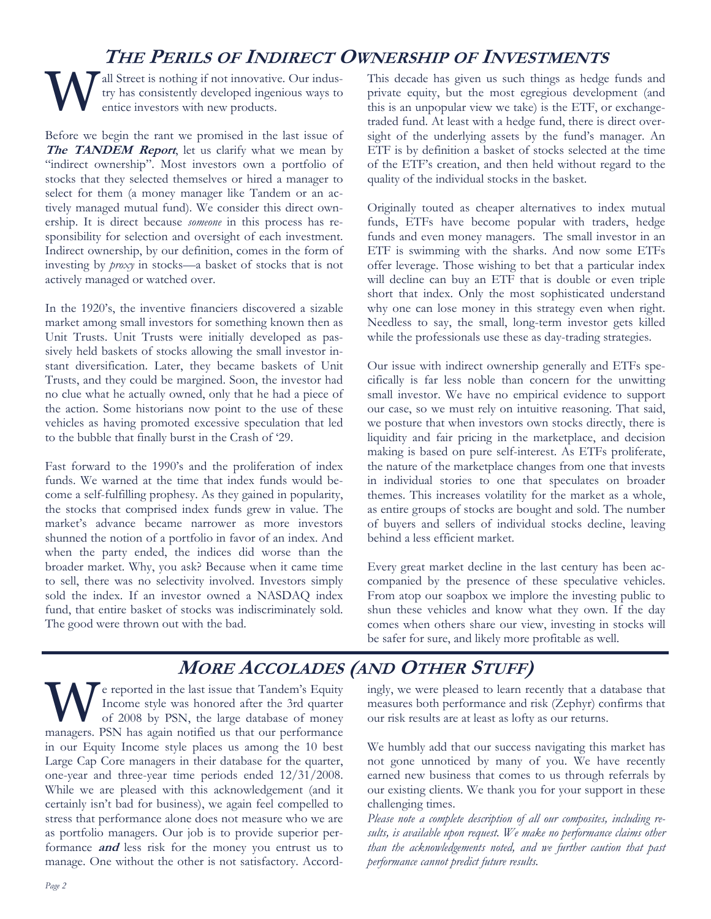## THE PERILS OF INDIRECT OWNERSHIP OF INVESTMENTS

Wall Street is nothing if not innovative. Our industry has consistently developed ingenious ways to entice investors with new products.

Before we begin the rant we promised in the last issue of ***The TANDEM Report***, let us clarify what we mean by "indirect ownership". Most investors own a portfolio of stocks that they selected themselves or hired a manager to select for them (a money manager like Tandem or an actively managed mutual fund). We consider this direct ownership. It is direct because *someone* in this process has responsibility for selection and oversight of each investment. Indirect ownership, by our definition, comes in the form of investing by *proxy* in stocks—a basket of stocks that is not actively managed or watched over.

In the 1920's, the inventive financiers discovered a sizable market among small investors for something known then as Unit Trusts. Unit Trusts were initially developed as passively held baskets of stocks allowing the small investor instant diversification. Later, they became baskets of Unit Trusts, and they could be margined. Soon, the investor had no clue what he actually owned, only that he had a piece of the action. Some historians now point to the use of these vehicles as having promoted excessive speculation that led to the bubble that finally burst in the Crash of '29.

Fast forward to the 1990's and the proliferation of index funds. We warned at the time that index funds would become a self-fulfilling prophesy. As they gained in popularity, the stocks that comprised index funds grew in value. The market's advance became narrower as more investors shunned the notion of a portfolio in favor of an index. And when the party ended, the indices did worse than the broader market. Why, you ask? Because when it came time to sell, there was no selectivity involved. Investors simply sold the index. If an investor owned a NASDAQ index fund, that entire basket of stocks was indiscriminately sold. The good were thrown out with the bad.

This decade has given us such things as hedge funds and private equity, but the most egregious development (and this is an unpopular view we take) is the ETF, or exchange-traded fund. At least with a hedge fund, there is direct oversight of the underlying assets by the fund's manager. An ETF is by definition a basket of stocks selected at the time of the ETF's creation, and then held without regard to the quality of the individual stocks in the basket.

Originally touted as cheaper alternatives to index mutual funds, ETFs have become popular with traders, hedge funds and even money managers. The small investor in an ETF is swimming with the sharks. And now some ETFs offer leverage. Those wishing to bet that a particular index will decline can buy an ETF that is double or even triple short that index. Only the most sophisticated understand why one can lose money in this strategy even when right. Needless to say, the small, long-term investor gets killed while the professionals use these as day-trading strategies.

Our issue with indirect ownership generally and ETFs specifically is far less noble than concern for the unwitting small investor. We have no empirical evidence to support our case, so we must rely on intuitive reasoning. That said, we posture that when investors own stocks directly, there is liquidity and fair pricing in the marketplace, and decision making is based on pure self-interest. As ETFs proliferate, the nature of the marketplace changes from one that invests in individual stories to one that speculates on broader themes. This increases volatility for the market as a whole, as entire groups of stocks are bought and sold. The number of buyers and sellers of individual stocks decline, leaving behind a less efficient market.

Every great market decline in the last century has been accompanied by the presence of these speculative vehicles. From atop our soapbox we implore the investing public to shun these vehicles and know what they own. If the day comes when others share our view, investing in stocks will be safer for sure, and likely more profitable as well.

## MORE ACCOLADES (AND OTHER STUFF)

We reported in the last issue that Tandem's Equity Income style was honored after the 3rd quarter of 2008 by PSN, the large database of money managers. PSN has again notified us that our performance in our Equity Income style places us among the 10 best Large Cap Core managers in their database for the quarter, one-year and three-year time periods ended 12/31/2008. While we are pleased with this acknowledgement (and it certainly isn't bad for business), we again feel compelled to stress that performance alone does not measure who we are as portfolio managers. Our job is to provide superior performance ***and*** less risk for the money you entrust us to manage. One without the other is not satisfactory. Accordingly, we were pleased to learn recently that a database that measures both performance and risk (Zephyr) confirms that our risk results are at least as lofty as our returns.

We humbly add that our success navigating this market has not gone unnoticed by many of you. We have recently earned new business that comes to us through referrals by our existing clients. We thank you for your support in these challenging times.

*Please note a complete description of all our composites, including results, is available upon request. We make no performance claims other than the acknowledgements noted, and we further caution that past performance cannot predict future results.*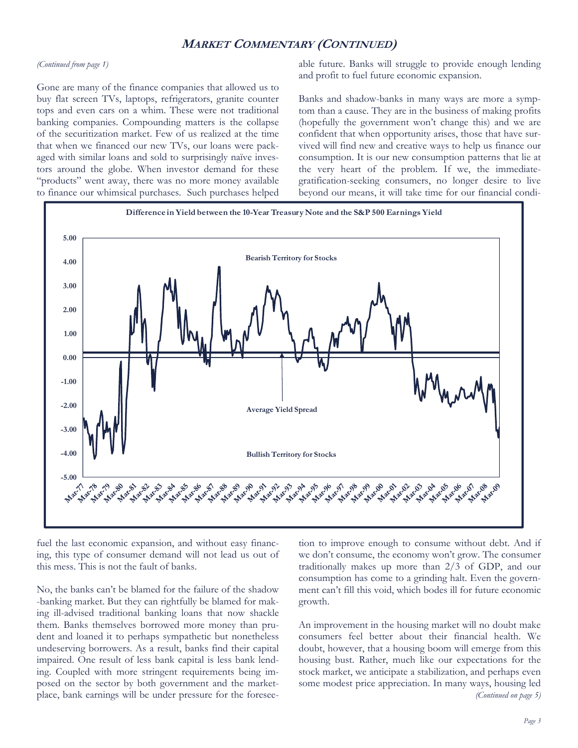## Market Commentary (Continued)

*(Continued from page 1)*

Gone are many of the finance companies that allowed us to buy flat screen TVs, laptops, refrigerators, granite counter tops and even cars on a whim. These were not traditional banking companies. Compounding matters is the collapse of the securitization market. Few of us realized at the time that when we financed our new TVs, our loans were packaged with similar loans and sold to surprisingly naïve investors around the globe. When investor demand for these "products" went away, there was no more money available to finance our whimsical purchases. Such purchases helped fuel the last economic expansion, and without easy financing, this type of consumer demand will not lead us out of this mess. This is not the fault of banks.

No, the banks can't be blamed for the failure of the shadow-banking market. But they can rightfully be blamed for making ill-advised traditional banking loans that now shackle them. Banks themselves borrowed more money than prudent and loaned it to perhaps sympathetic but nonetheless undeserving borrowers. As a result, banks find their capital impaired. One result of less bank capital is less bank lending. Coupled with more stringent requirements being imposed on the sector by both government and the marketplace, bank earnings will be under pressure for the foreseeable future. Banks will struggle to provide enough lending and profit to fuel future economic expansion.

Banks and shadow-banks in many ways are more a symptom than a cause. They are in the business of making profits (hopefully the government won't change this) and we are confident that when opportunity arises, those that have survived will find new and creative ways to help us finance our consumption. It is our new consumption patterns that lie at the very heart of the problem. If we, the immediate-gratification-seeking consumers, no longer desire to live beyond our means, it will take time for our financial condition to improve enough to consume without debt. And if we don't consume, the economy won't grow. The consumer traditionally makes up more than 2/3 of GDP, and our consumption has come to a grinding halt. Even the government can't fill this void, which bodes ill for future economic growth.

**Difference in Yield between the 10-Year Treasury Note and the S&P 500 Earnings Yield**

An improvement in the housing market will no doubt make consumers feel better about their financial health. We doubt, however, that a housing boom will emerge from this housing bust. Rather, much like our expectations for the stock market, we anticipate a stabilization, and perhaps even some modest price appreciation. In many ways, housing led

*(Continued on page 5)*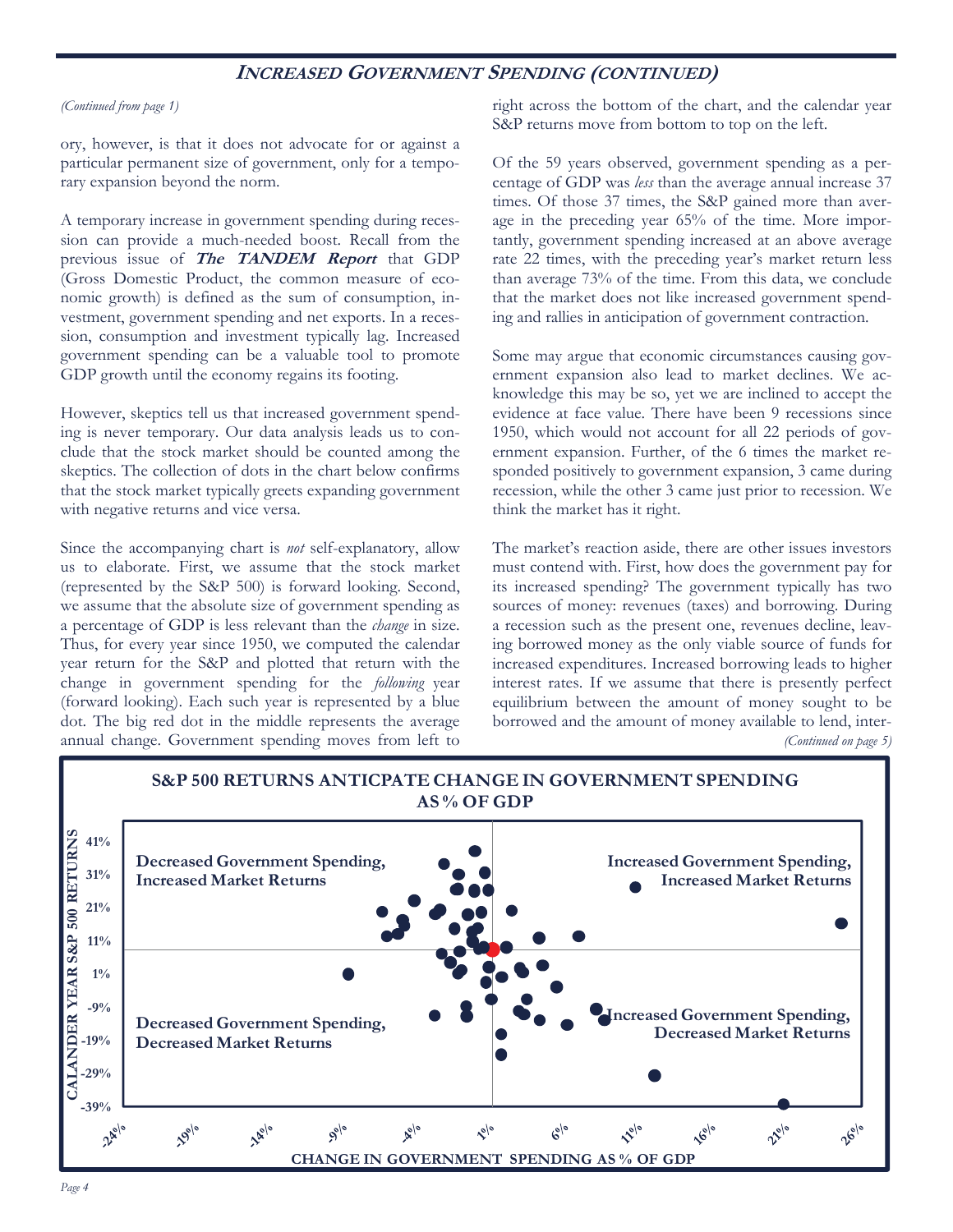## INCREASED GOVERNMENT SPENDING (CONTINUED)

*(Continued from page 1)*

ory, however, is that it does not advocate for or against a particular permanent size of government, only for a temporary expansion beyond the norm.

A temporary increase in government spending during recession can provide a much-needed boost. Recall from the previous issue of ***The TANDEM Report*** that GDP (Gross Domestic Product, the common measure of economic growth) is defined as the sum of consumption, investment, government spending and net exports. In a recession, consumption and investment typically lag. Increased government spending can be a valuable tool to promote GDP growth until the economy regains its footing.

However, skeptics tell us that increased government spending is never temporary. Our data analysis leads us to conclude that the stock market should be counted among the skeptics. The collection of dots in the chart below confirms that the stock market typically greets expanding government with negative returns and vice versa.

Since the accompanying chart is *not* self-explanatory, allow us to elaborate. First, we assume that the stock market (represented by the S&P 500) is forward looking. Second, we assume that the absolute size of government spending as a percentage of GDP is less relevant than the *change* in size. Thus, for every year since 1950, we computed the calendar year return for the S&P and plotted that return with the change in government spending for the *following* year (forward looking). Each such year is represented by a blue dot. The big red dot in the middle represents the average annual change. Government spending moves from left to right across the bottom of the chart, and the calendar year S&P returns move from bottom to top on the left.

Of the 59 years observed, government spending as a percentage of GDP was *less* than the average annual increase 37 times. Of those 37 times, the S&P gained more than average in the preceding year 65% of the time. More importantly, government spending increased at an above average rate 22 times, with the preceding year's market return less than average 73% of the time. From this data, we conclude that the market does not like increased government spending and rallies in anticipation of government contraction.

Some may argue that economic circumstances causing government expansion also lead to market declines. We acknowledge this may be so, yet we are inclined to accept the evidence at face value. There have been 9 recessions since 1950, which would not account for all 22 periods of government expansion. Further, of the 6 times the market responded positively to government expansion, 3 came during recession, while the other 3 came just prior to recession. We think the market has it right.

The market's reaction aside, there are other issues investors must contend with. First, how does the government pay for its increased spending? The government typically has two sources of money: revenues (taxes) and borrowing. During a recession such as the present one, revenues decline, leaving borrowed money as the only viable source of funds for increased expenditures. Increased borrowing leads to higher interest rates. If we assume that there is presently perfect equilibrium between the amount of money sought to be borrowed and the amount of money available to lend, inter-

*(Continued on page 5)*

**S&P 500 RETURNS ANTICPATE CHANGE IN GOVERNMENT SPENDING AS % OF GDP**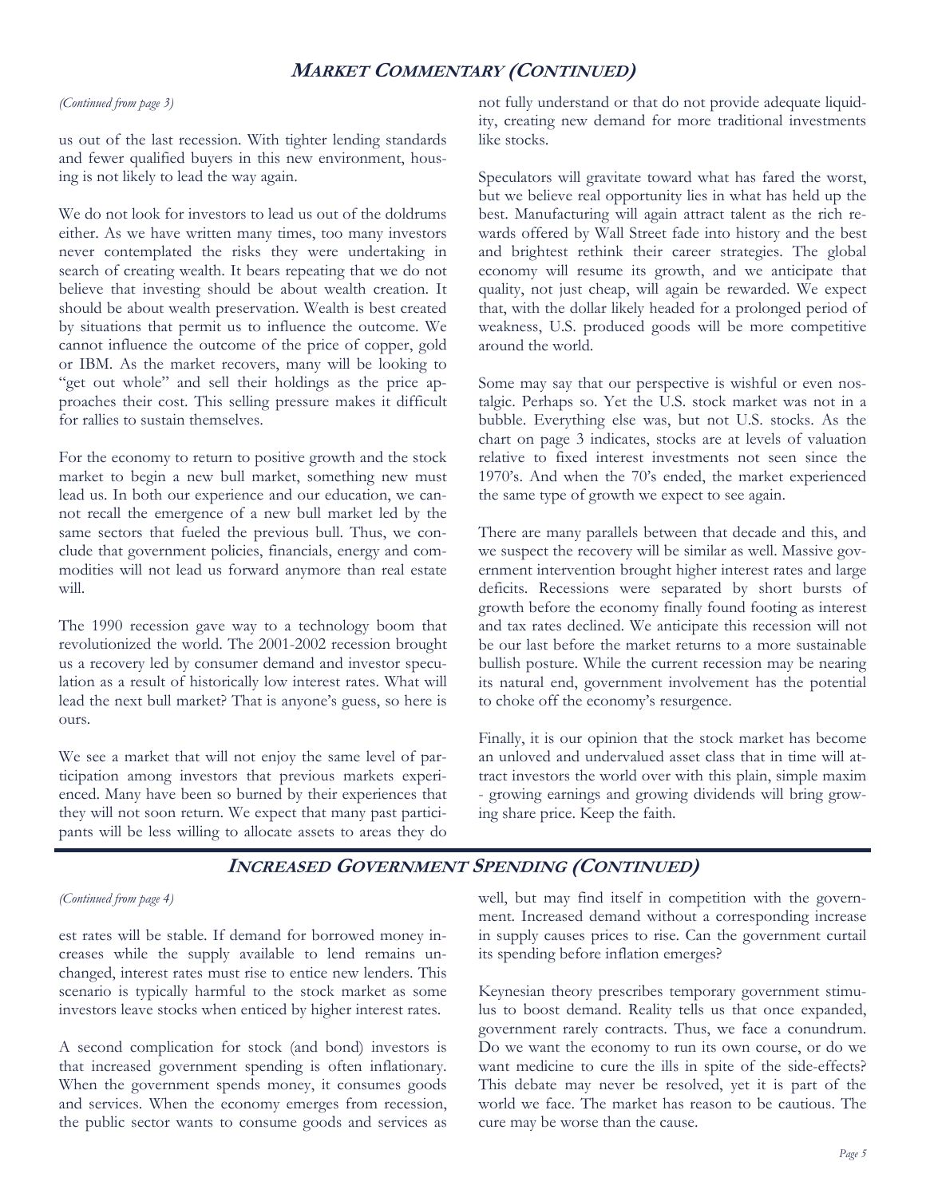## Market Commentary (Continued)

*(Continued from page 3)*

us out of the last recession. With tighter lending standards and fewer qualified buyers in this new environment, housing is not likely to lead the way again.

We do not look for investors to lead us out of the doldrums either. As we have written many times, too many investors never contemplated the risks they were undertaking in search of creating wealth. It bears repeating that we do not believe that investing should be about wealth creation. It should be about wealth preservation. Wealth is best created by situations that permit us to influence the outcome. We cannot influence the outcome of the price of copper, gold or IBM. As the market recovers, many will be looking to "get out whole" and sell their holdings as the price approaches their cost. This selling pressure makes it difficult for rallies to sustain themselves.

For the economy to return to positive growth and the stock market to begin a new bull market, something new must lead us. In both our experience and our education, we cannot recall the emergence of a new bull market led by the same sectors that fueled the previous bull. Thus, we conclude that government policies, financials, energy and commodities will not lead us forward anymore than real estate will.

The 1990 recession gave way to a technology boom that revolutionized the world. The 2001-2002 recession brought us a recovery led by consumer demand and investor speculation as a result of historically low interest rates. What will lead the next bull market? That is anyone's guess, so here is ours.

We see a market that will not enjoy the same level of participation among investors that previous markets experienced. Many have been so burned by their experiences that they will not soon return. We expect that many past participants will be less willing to allocate assets to areas they do not fully understand or that do not provide adequate liquidity, creating new demand for more traditional investments like stocks.

Speculators will gravitate toward what has fared the worst, but we believe real opportunity lies in what has held up the best. Manufacturing will again attract talent as the rich rewards offered by Wall Street fade into history and the best and brightest rethink their career strategies. The global economy will resume its growth, and we anticipate that quality, not just cheap, will again be rewarded. We expect that, with the dollar likely headed for a prolonged period of weakness, U.S. produced goods will be more competitive around the world.

Some may say that our perspective is wishful or even nostalgic. Perhaps so. Yet the U.S. stock market was not in a bubble. Everything else was, but not U.S. stocks. As the chart on page 3 indicates, stocks are at levels of valuation relative to fixed interest investments not seen since the 1970's. And when the 70's ended, the market experienced the same type of growth we expect to see again.

There are many parallels between that decade and this, and we suspect the recovery will be similar as well. Massive government intervention brought higher interest rates and large deficits. Recessions were separated by short bursts of growth before the economy finally found footing as interest and tax rates declined. We anticipate this recession will not be our last before the market returns to a more sustainable bullish posture. While the current recession may be nearing its natural end, government involvement has the potential to choke off the economy's resurgence.

Finally, it is our opinion that the stock market has become an unloved and undervalued asset class that in time will attract investors the world over with this plain, simple maxim - growing earnings and growing dividends will bring growing share price. Keep the faith.

## Increased Government Spending (Continued)

*(Continued from page 4)*

est rates will be stable. If demand for borrowed money increases while the supply available to lend remains unchanged, interest rates must rise to entice new lenders. This scenario is typically harmful to the stock market as some investors leave stocks when enticed by higher interest rates.

A second complication for stock (and bond) investors is that increased government spending is often inflationary. When the government spends money, it consumes goods and services. When the economy emerges from recession, the public sector wants to consume goods and services as well, but may find itself in competition with the government. Increased demand without a corresponding increase in supply causes prices to rise. Can the government curtail its spending before inflation emerges?

Keynesian theory prescribes temporary government stimulus to boost demand. Reality tells us that once expanded, government rarely contracts. Thus, we face a conundrum. Do we want the economy to run its own course, or do we want medicine to cure the ills in spite of the side-effects? This debate may never be resolved, yet it is part of the world we face. The market has reason to be cautious. The cure may be worse than the cause.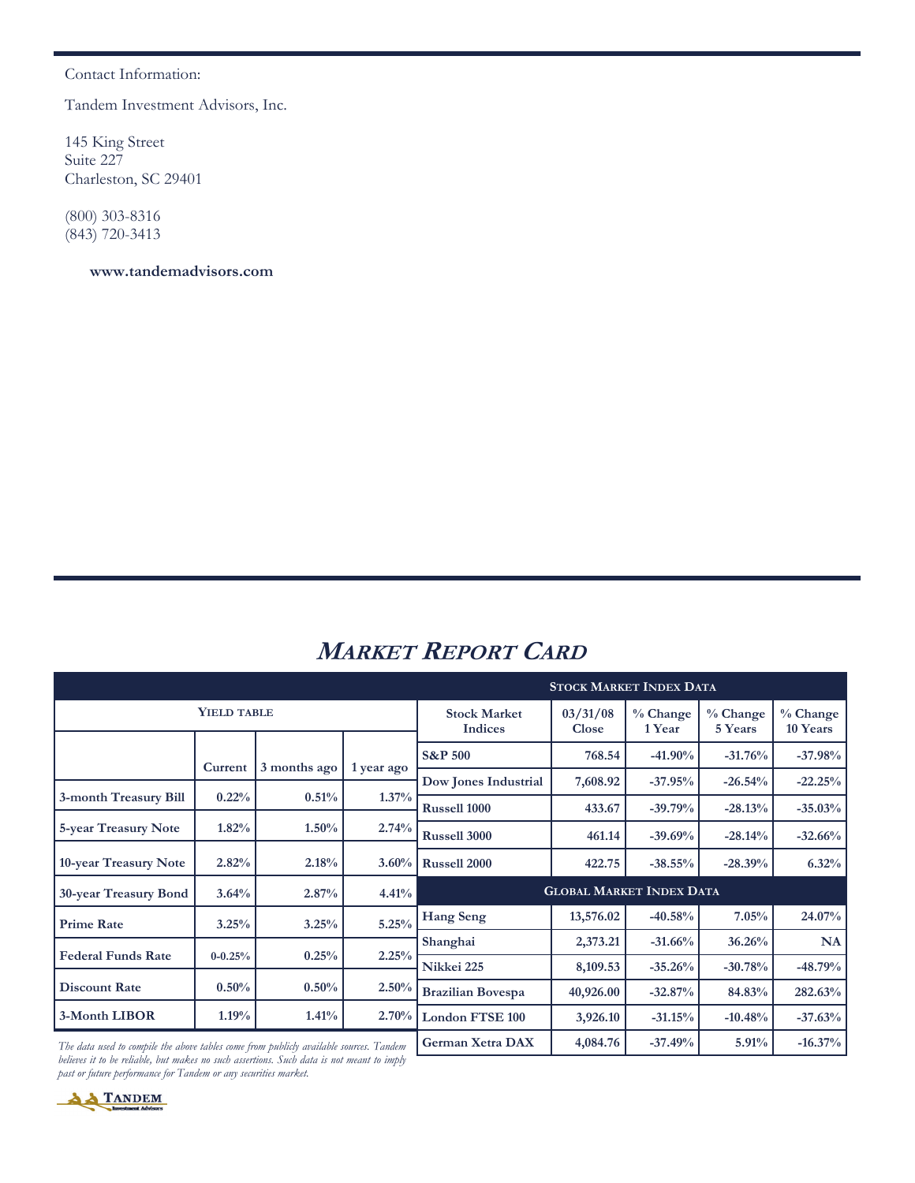Contact Information:

Tandem Investment Advisors, Inc.

145 King Street
Suite 227
Charleston, SC 29401

(800) 303-8316
(843) 720-3413

**www.tandemadvisors.com**

# *MARKET REPORT CARD*

**YIELD TABLE**

| | Current | 3 months ago | 1 year ago |
|---|---|---|---|
| **3-month Treasury Bill** | 0.22% | 0.51% | 1.37% |
| **5-year Treasury Note** | 1.82% | 1.50% | 2.74% |
| **10-year Treasury Note** | 2.82% | 2.18% | 3.60% |
| **30-year Treasury Bond** | 3.64% | 2.87% | 4.41% |
| **Prime Rate** | 3.25% | 3.25% | 5.25% |
| **Federal Funds Rate** | 0-0.25% | 0.25% | 2.25% |
| **Discount Rate** | 0.50% | 0.50% | 2.50% |
| **3-Month LIBOR** | 1.19% | 1.41% | 2.70% |

**STOCK MARKET INDEX DATA**

| Stock Market Indices | 03/31/08 Close | % Change 1 Year | % Change 5 Years | % Change 10 Years |
|---|---|---|---|---|
| **S&P 500** | 768.54 | -41.90% | -31.76% | -37.98% |
| **Dow Jones Industrial** | 7,608.92 | -37.95% | -26.54% | -22.25% |
| **Russell 1000** | 433.67 | -39.79% | -28.13% | -35.03% |
| **Russell 3000** | 461.14 | -39.69% | -28.14% | -32.66% |
| **Russell 2000** | 422.75 | -38.55% | -28.39% | 6.32% |
| **GLOBAL MARKET INDEX DATA** | | | | |
| **Hang Seng** | 13,576.02 | -40.58% | 7.05% | 24.07% |
| **Shanghai** | 2,373.21 | -31.66% | 36.26% | NA |
| **Nikkei 225** | 8,109.53 | -35.26% | -30.78% | -48.79% |
| **Brazilian Bovespa** | 40,926.00 | -32.87% | 84.83% | 282.63% |
| **London FTSE 100** | 3,926.10 | -31.15% | -10.48% | -37.63% |
| **German Xetra DAX** | 4,084.76 | -37.49% | 5.91% | -16.37% |

*The data used to compile the above tables come from publicly available sources. Tandem believes it to be reliable, but makes no such assertions. Such data is not meant to imply past or future performance for Tandem or any securities market.*

TANDEM Investment Advisors